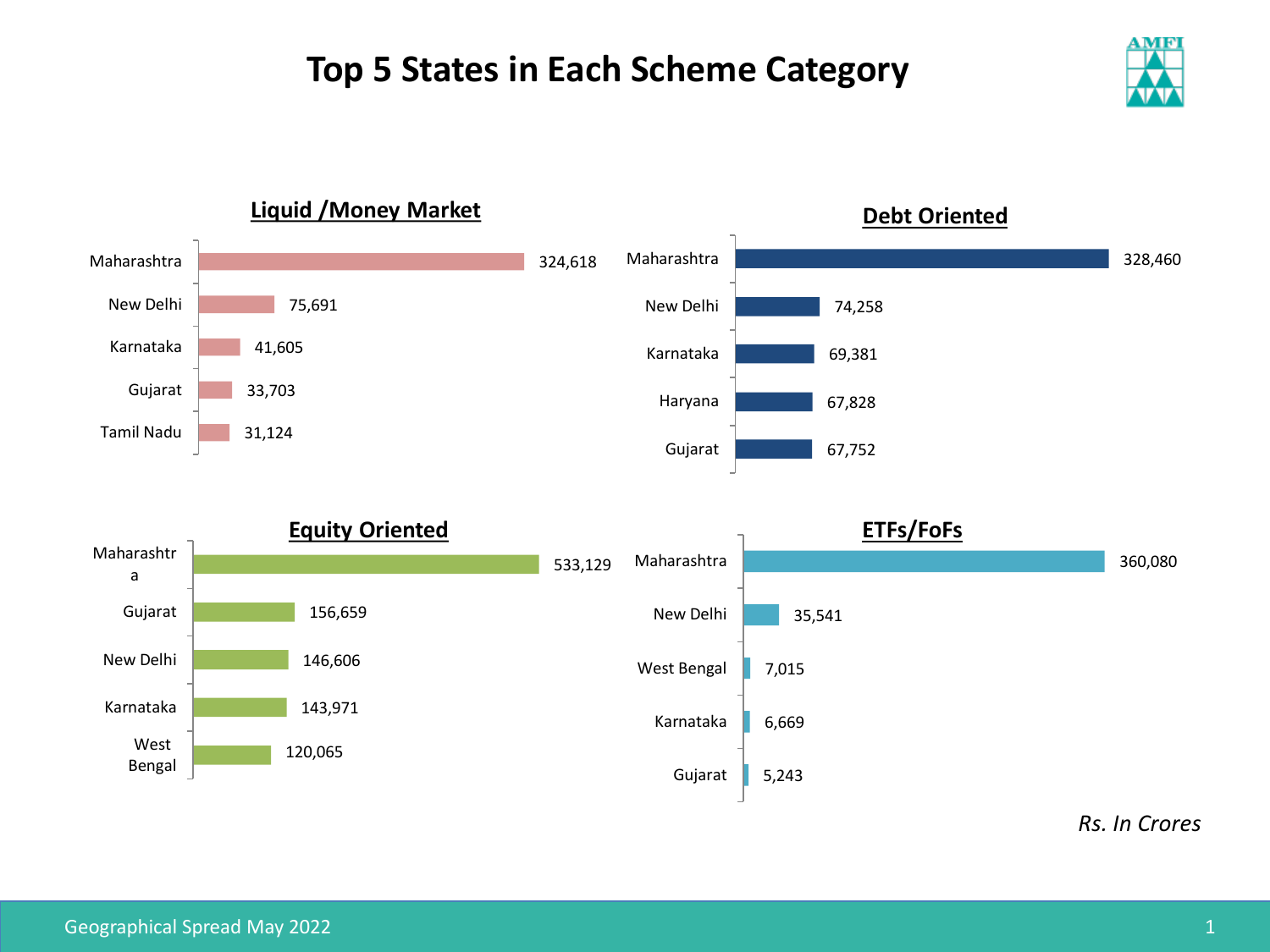# Top 5 States in Each Scheme Category

## Liquid /Money Market

| State | Value |
|---|---|
| Maharashtra | 324,618 |
| New Delhi | 75,691 |
| Karnataka | 41,605 |
| Gujarat | 33,703 |
| Tamil Nadu | 31,124 |

## Debt Oriented

| State | Value |
|---|---|
| Maharashtra | 328,460 |
| New Delhi | 74,258 |
| Karnataka | 69,381 |
| Haryana | 67,828 |
| Gujarat | 67,752 |

## Equity Oriented

| State | Value |
|---|---|
| Maharashtra | 533,129 |
| Gujarat | 156,659 |
| New Delhi | 146,606 |
| Karnataka | 143,971 |
| West Bengal | 120,065 |

## ETFs/FoFs

| State | Value |
|---|---|
| Maharashtra | 360,080 |
| New Delhi | 35,541 |
| West Bengal | 7,015 |
| Karnataka | 6,669 |
| Gujarat | 5,243 |

*Rs. In Crores*

Geographical Spread May 2022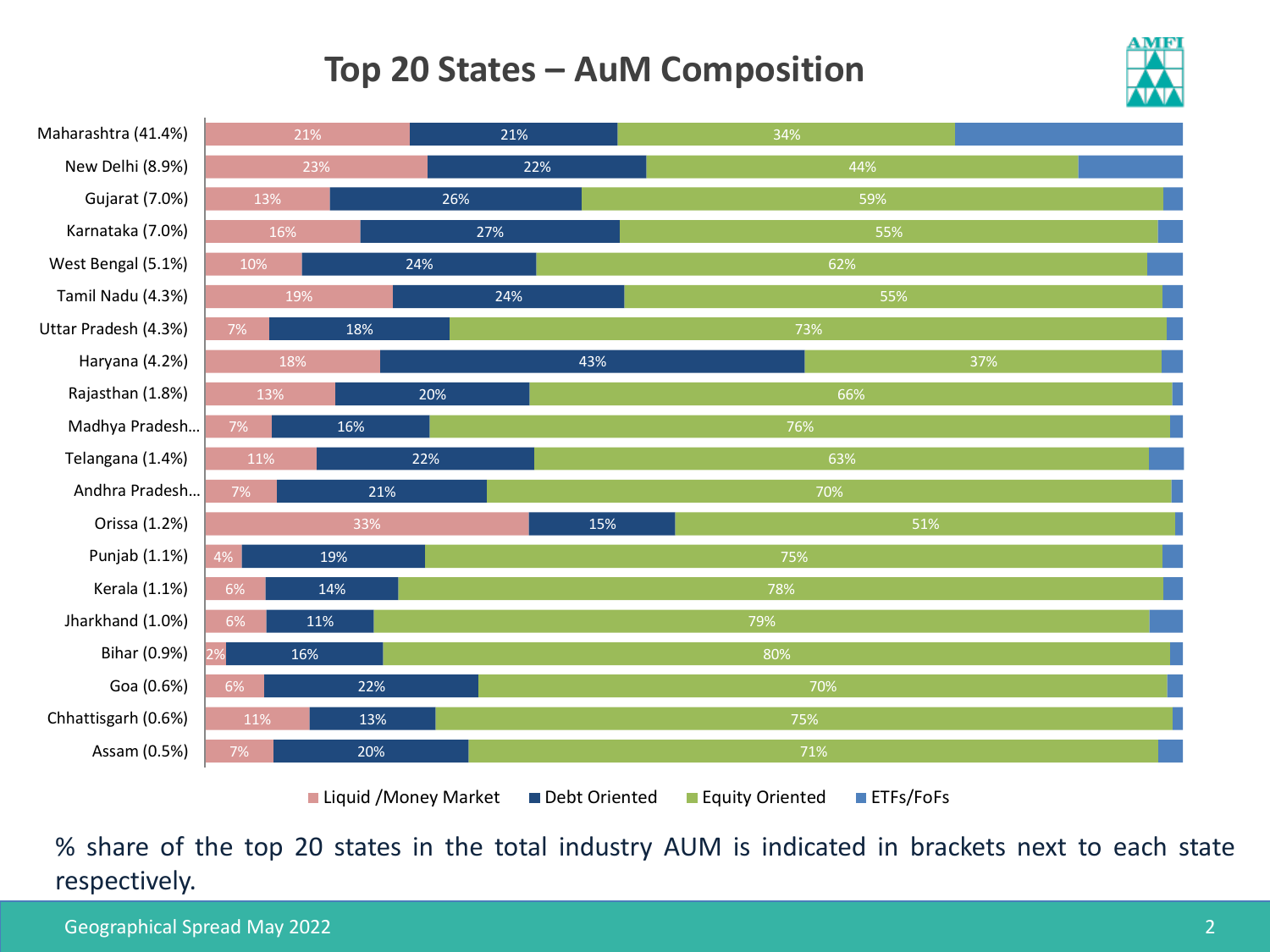# Top 20 States – AuM Composition

| State | Liquid /Money Market | Debt Oriented | Equity Oriented | ETFs/FoFs |
|---|---|---|---|---|
| Maharashtra (41.4%) | 21% | 21% | 34% | |
| New Delhi (8.9%) | 23% | 22% | 44% | |
| Gujarat (7.0%) | 13% | 26% | 59% | |
| Karnataka (7.0%) | 16% | 27% | 55% | |
| West Bengal (5.1%) | 10% | 24% | 62% | |
| Tamil Nadu (4.3%) | 19% | 24% | 55% | |
| Uttar Pradesh (4.3%) | 7% | 18% | 73% | |
| Haryana (4.2%) | 18% | 43% | 37% | |
| Rajasthan (1.8%) | 13% | 20% | 66% | |
| Madhya Pradesh... | 7% | 16% | 76% | |
| Telangana (1.4%) | 11% | 22% | 63% | |
| Andhra Pradesh... | 7% | 21% | 70% | |
| Orissa (1.2%) | 33% | 15% | 51% | |
| Punjab (1.1%) | 4% | 19% | 75% | |
| Kerala (1.1%) | 6% | 14% | 78% | |
| Jharkhand (1.0%) | 6% | 11% | 79% | |
| Bihar (0.9%) | 2% | 16% | 80% | |
| Goa (0.6%) | 6% | 22% | 70% | |
| Chhattisgarh (0.6%) | 11% | 13% | 75% | |
| Assam (0.5%) | 7% | 20% | 71% | |

% share of the top 20 states in the total industry AUM is indicated in brackets next to each state respectively.

Geographical Spread May 2022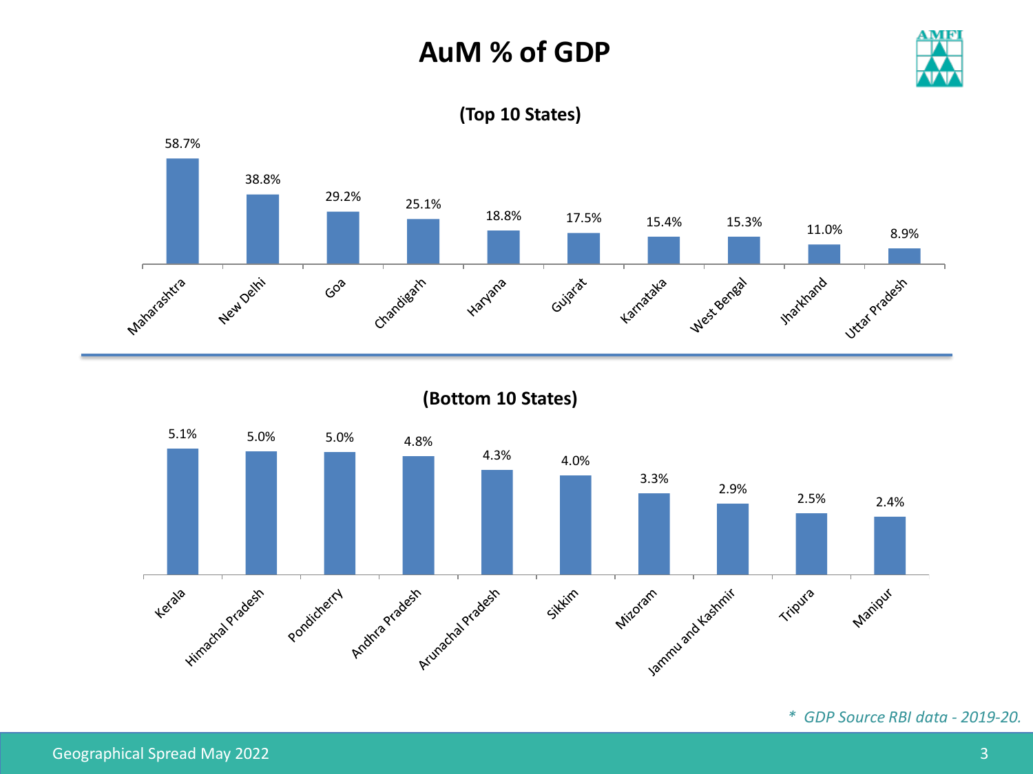# AuM % of GDP

## (Top 10 States)

| State | AuM % of GDP |
|---|---|
| Maharashtra | 58.7% |
| New Delhi | 38.8% |
| Goa | 29.2% |
| Chandigarh | 25.1% |
| Haryana | 18.8% |
| Gujarat | 17.5% |
| Karnataka | 15.4% |
| West Bengal | 15.3% |
| Jharkhand | 11.0% |
| Uttar Pradesh | 8.9% |

## (Bottom 10 States)

| State | AuM % of GDP |
|---|---|
| Kerala | 5.1% |
| Himachal Pradesh | 5.0% |
| Pondicherry | 5.0% |
| Andhra Pradesh | 4.8% |
| Arunachal Pradesh | 4.3% |
| Sikkim | 4.0% |
| Mizoram | 3.3% |
| Jammu and Kashmir | 2.9% |
| Tripura | 2.5% |
| Manipur | 2.4% |

*\* GDP Source RBI data - 2019-20.*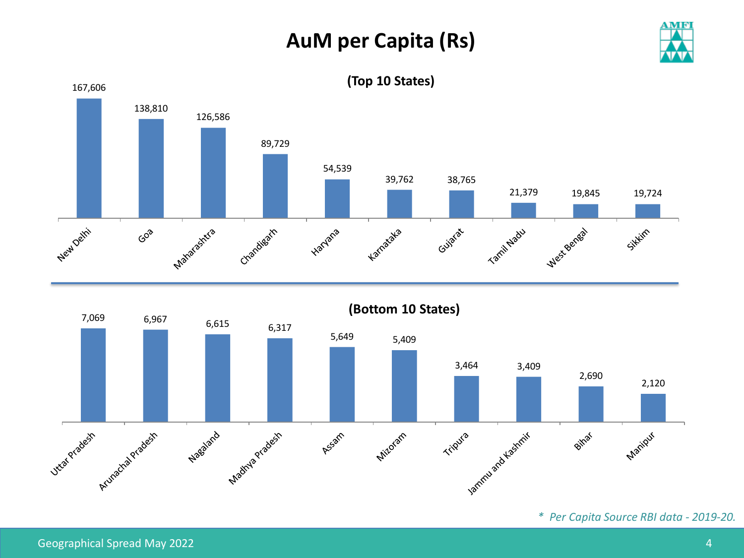# AuM per Capita (Rs)

AMFI

### (Top 10 States)

167,606
138,810
126,586
89,729
54,539
39,762
38,765
21,379
19,845
19,724

New Delhi
Goa
Maharashtra
Chandigarh
Haryana
Karnataka
Gujarat
Tamil Nadu
West Bengal
Sikkim

### (Bottom 10 States)

7,069
6,967
6,615
6,317
5,649
5,409
3,464
3,409
2,690
2,120

Uttar Pradesh
Arunachal Pradesh
Nagaland
Madhya Pradesh
Assam
Mizoram
Tripura
Jammu and Kashmir
Bihar
Manipur

*\* Per Capita Source RBI data - 2019-20.*

Geographical Spread May 2022